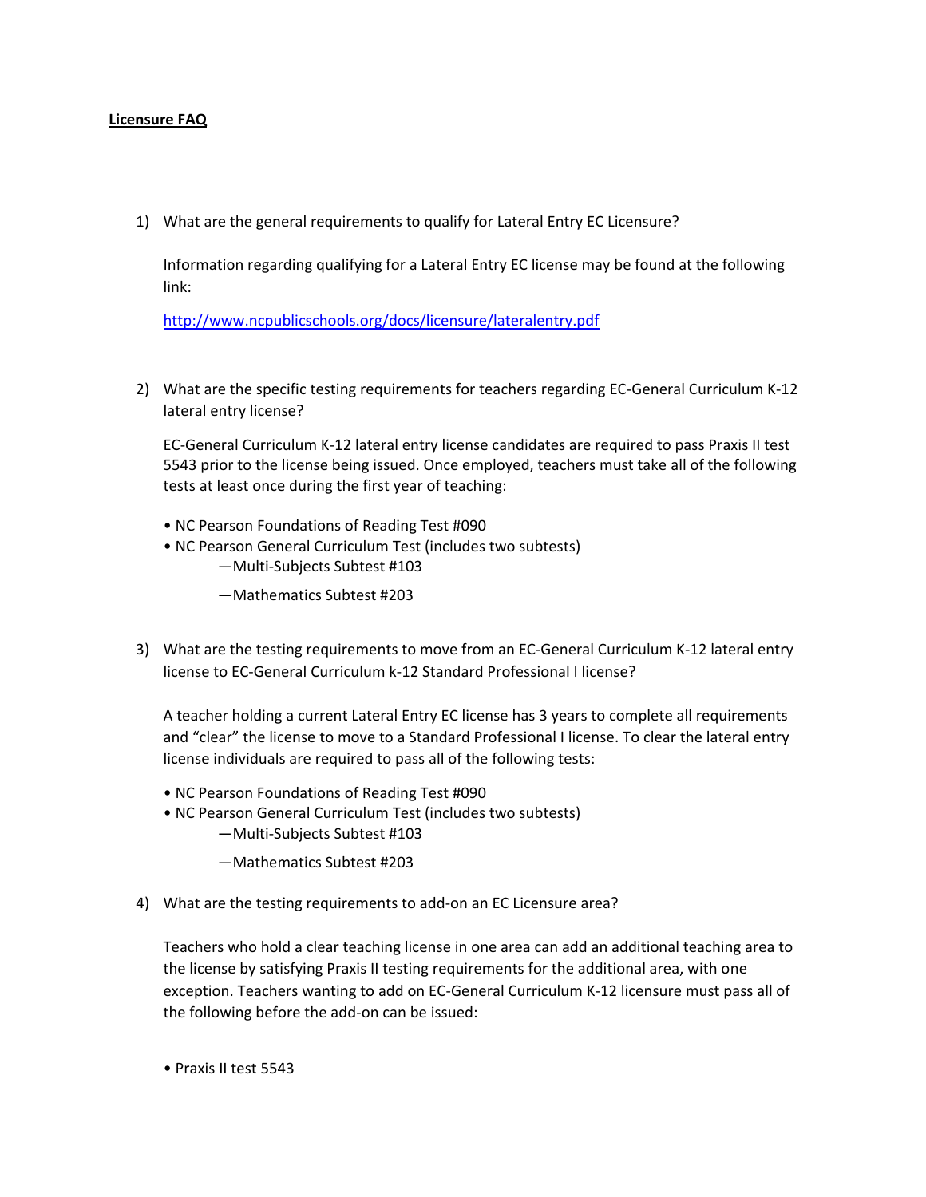**Licensure FAQ**

1) What are the general requirements to qualify for Lateral Entry EC Licensure?

   Information regarding qualifying for a Lateral Entry EC license may be found at the following link:

   http://www.ncpublicschools.org/docs/licensure/lateralentry.pdf

2) What are the specific testing requirements for teachers regarding EC-General Curriculum K-12 lateral entry license?

   EC-General Curriculum K-12 lateral entry license candidates are required to pass Praxis II test 5543 prior to the license being issued. Once employed, teachers must take all of the following tests at least once during the first year of teaching:

   - NC Pearson Foundations of Reading Test #090
   - NC Pearson General Curriculum Test (includes two subtests)
     - —Multi-Subjects Subtest #103
     - —Mathematics Subtest #203

3) What are the testing requirements to move from an EC-General Curriculum K-12 lateral entry license to EC-General Curriculum k-12 Standard Professional I license?

   A teacher holding a current Lateral Entry EC license has 3 years to complete all requirements and "clear" the license to move to a Standard Professional I license. To clear the lateral entry license individuals are required to pass all of the following tests:

   - NC Pearson Foundations of Reading Test #090
   - NC Pearson General Curriculum Test (includes two subtests)
     - —Multi-Subjects Subtest #103
     - —Mathematics Subtest #203

4) What are the testing requirements to add-on an EC Licensure area?

   Teachers who hold a clear teaching license in one area can add an additional teaching area to the license by satisfying Praxis II testing requirements for the additional area, with one exception. Teachers wanting to add on EC-General Curriculum K-12 licensure must pass all of the following before the add-on can be issued:

   - Praxis II test 5543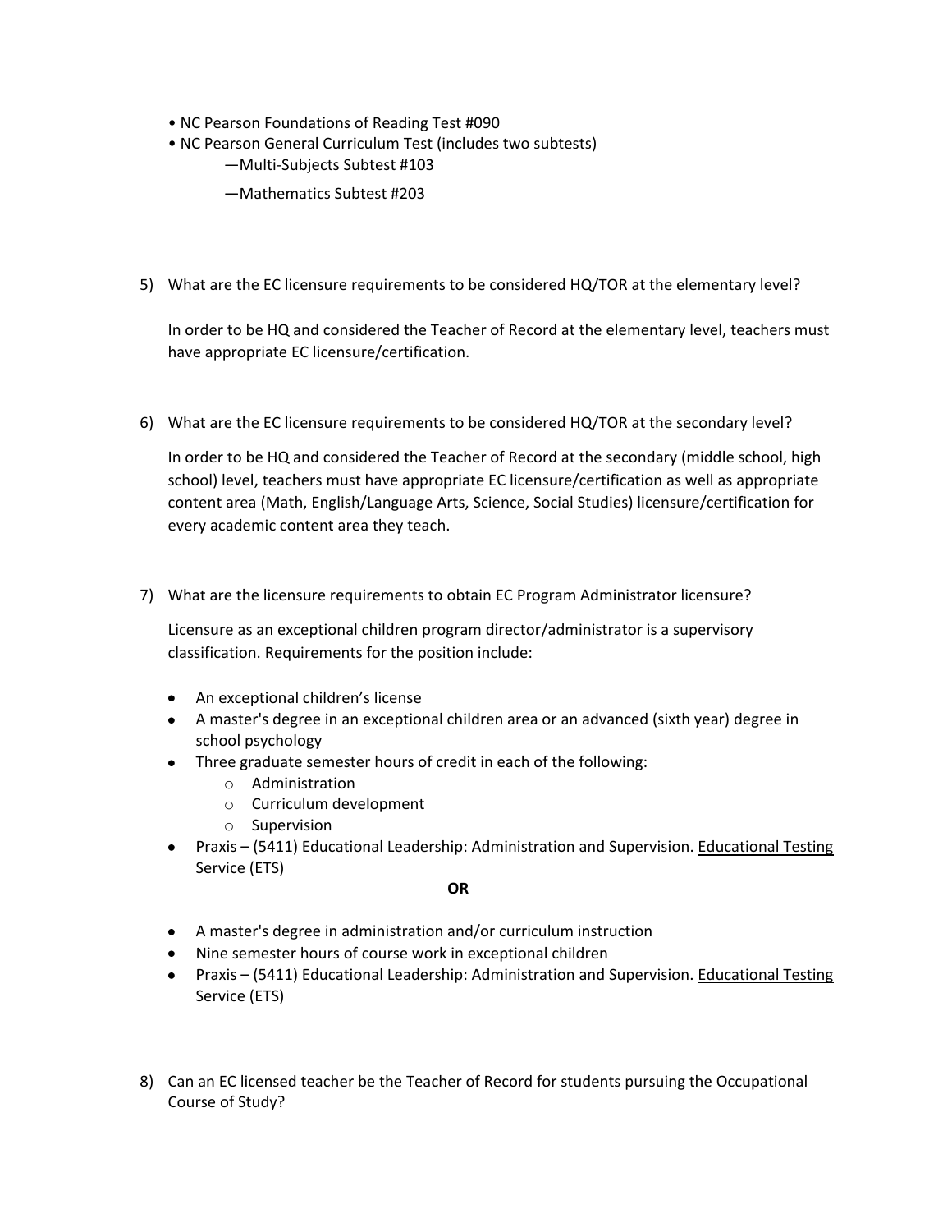- NC Pearson Foundations of Reading Test #090
- NC Pearson General Curriculum Test (includes two subtests)
  - —Multi-Subjects Subtest #103
  - —Mathematics Subtest #203

5) What are the EC licensure requirements to be considered HQ/TOR at the elementary level?

   In order to be HQ and considered the Teacher of Record at the elementary level, teachers must have appropriate EC licensure/certification.

6) What are the EC licensure requirements to be considered HQ/TOR at the secondary level?

   In order to be HQ and considered the Teacher of Record at the secondary (middle school, high school) level, teachers must have appropriate EC licensure/certification as well as appropriate content area (Math, English/Language Arts, Science, Social Studies) licensure/certification for every academic content area they teach.

7) What are the licensure requirements to obtain EC Program Administrator licensure?

   Licensure as an exceptional children program director/administrator is a supervisory classification. Requirements for the position include:

   - An exceptional children's license
   - A master's degree in an exceptional children area or an advanced (sixth year) degree in school psychology
   - Three graduate semester hours of credit in each of the following:
     - Administration
     - Curriculum development
     - Supervision
   - Praxis – (5411) Educational Leadership: Administration and Supervision. Educational Testing Service (ETS)

   **OR**

   - A master's degree in administration and/or curriculum instruction
   - Nine semester hours of course work in exceptional children
   - Praxis – (5411) Educational Leadership: Administration and Supervision. Educational Testing Service (ETS)

8) Can an EC licensed teacher be the Teacher of Record for students pursuing the Occupational Course of Study?